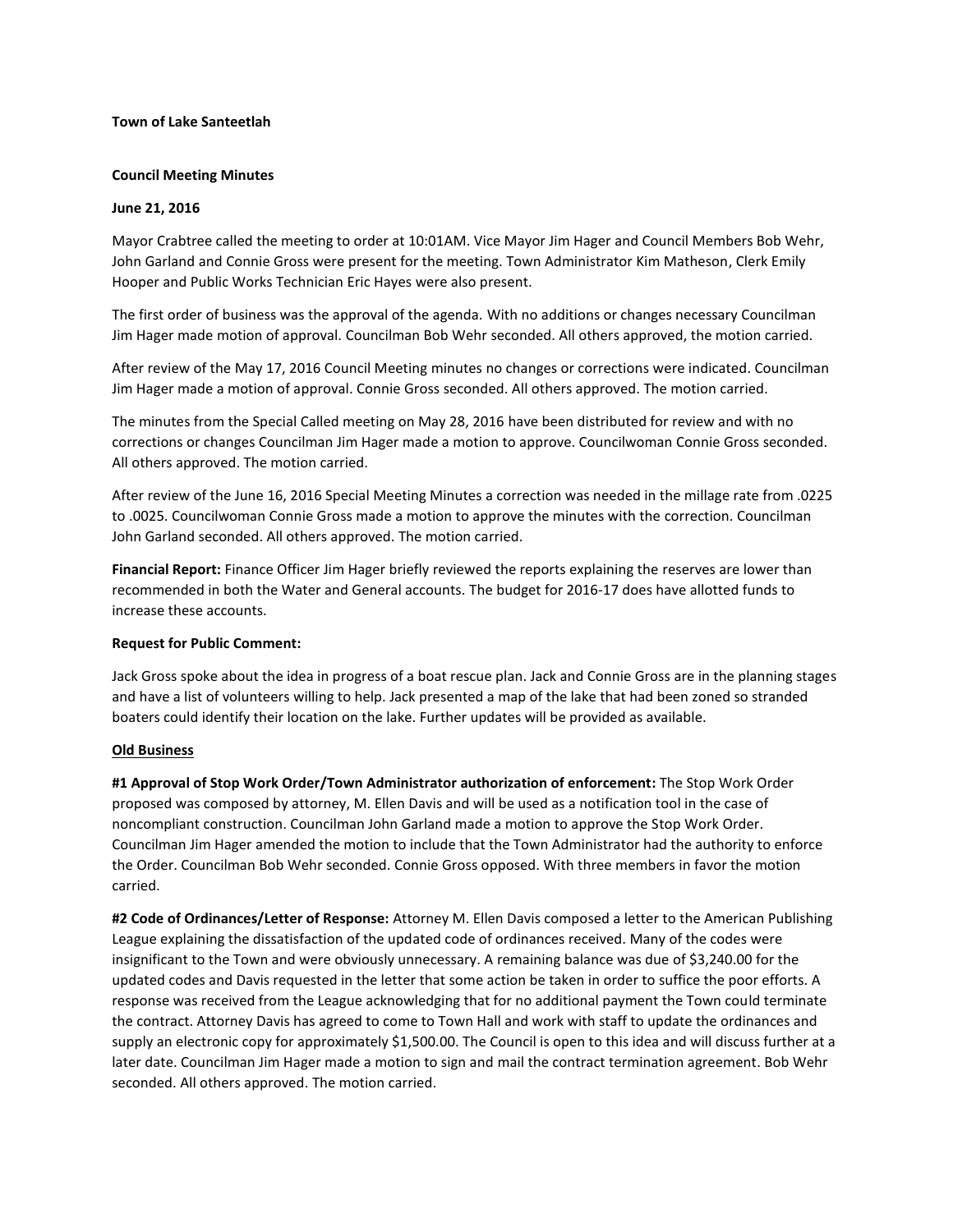**Town of Lake Santeetlah**

**Council Meeting Minutes**

**June 21, 2016**

Mayor Crabtree called the meeting to order at 10:01AM. Vice Mayor Jim Hager and Council Members Bob Wehr, John Garland and Connie Gross were present for the meeting. Town Administrator Kim Matheson, Clerk Emily Hooper and Public Works Technician Eric Hayes were also present.

The first order of business was the approval of the agenda. With no additions or changes necessary Councilman Jim Hager made motion of approval. Councilman Bob Wehr seconded. All others approved, the motion carried.

After review of the May 17, 2016 Council Meeting minutes no changes or corrections were indicated. Councilman Jim Hager made a motion of approval. Connie Gross seconded. All others approved. The motion carried.

The minutes from the Special Called meeting on May 28, 2016 have been distributed for review and with no corrections or changes Councilman Jim Hager made a motion to approve. Councilwoman Connie Gross seconded. All others approved. The motion carried.

After review of the June 16, 2016 Special Meeting Minutes a correction was needed in the millage rate from .0225 to .0025. Councilwoman Connie Gross made a motion to approve the minutes with the correction. Councilman John Garland seconded. All others approved. The motion carried.

**Financial Report:** Finance Officer Jim Hager briefly reviewed the reports explaining the reserves are lower than recommended in both the Water and General accounts. The budget for 2016-17 does have allotted funds to increase these accounts.

**Request for Public Comment:**

Jack Gross spoke about the idea in progress of a boat rescue plan. Jack and Connie Gross are in the planning stages and have a list of volunteers willing to help. Jack presented a map of the lake that had been zoned so stranded boaters could identify their location on the lake. Further updates will be provided as available.

**Old Business**

**#1 Approval of Stop Work Order/Town Administrator authorization of enforcement:** The Stop Work Order proposed was composed by attorney, M. Ellen Davis and will be used as a notification tool in the case of noncompliant construction. Councilman John Garland made a motion to approve the Stop Work Order. Councilman Jim Hager amended the motion to include that the Town Administrator had the authority to enforce the Order. Councilman Bob Wehr seconded. Connie Gross opposed. With three members in favor the motion carried.

**#2 Code of Ordinances/Letter of Response:** Attorney M. Ellen Davis composed a letter to the American Publishing League explaining the dissatisfaction of the updated code of ordinances received. Many of the codes were insignificant to the Town and were obviously unnecessary. A remaining balance was due of $3,240.00 for the updated codes and Davis requested in the letter that some action be taken in order to suffice the poor efforts. A response was received from the League acknowledging that for no additional payment the Town could terminate the contract. Attorney Davis has agreed to come to Town Hall and work with staff to update the ordinances and supply an electronic copy for approximately $1,500.00. The Council is open to this idea and will discuss further at a later date. Councilman Jim Hager made a motion to sign and mail the contract termination agreement. Bob Wehr seconded. All others approved. The motion carried.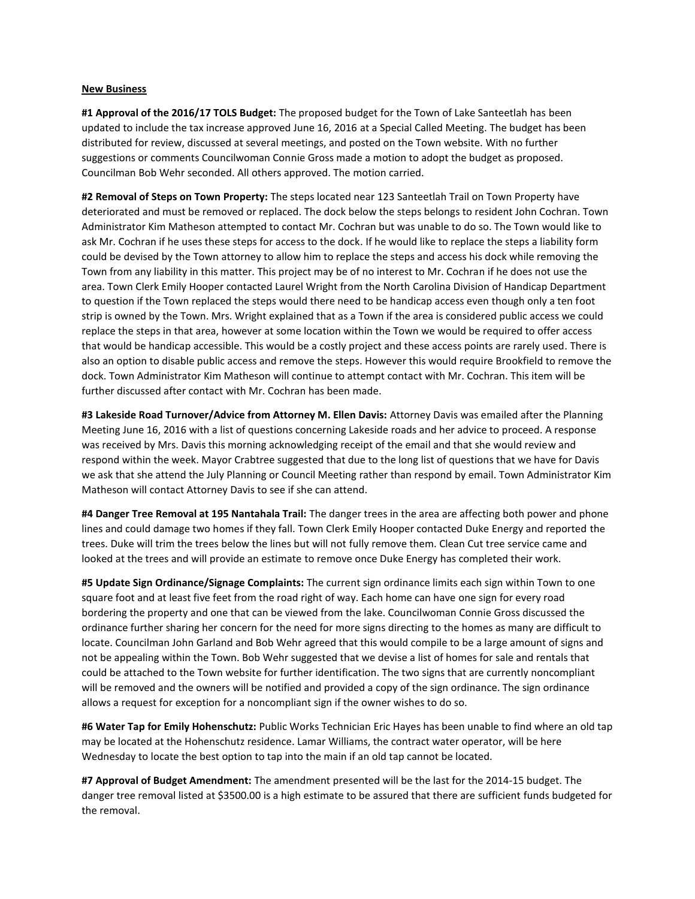**New Business**

**#1 Approval of the 2016/17 TOLS Budget:** The proposed budget for the Town of Lake Santeetlah has been updated to include the tax increase approved June 16, 2016 at a Special Called Meeting. The budget has been distributed for review, discussed at several meetings, and posted on the Town website. With no further suggestions or comments Councilwoman Connie Gross made a motion to adopt the budget as proposed. Councilman Bob Wehr seconded. All others approved. The motion carried.

**#2 Removal of Steps on Town Property:** The steps located near 123 Santeetlah Trail on Town Property have deteriorated and must be removed or replaced. The dock below the steps belongs to resident John Cochran. Town Administrator Kim Matheson attempted to contact Mr. Cochran but was unable to do so. The Town would like to ask Mr. Cochran if he uses these steps for access to the dock. If he would like to replace the steps a liability form could be devised by the Town attorney to allow him to replace the steps and access his dock while removing the Town from any liability in this matter. This project may be of no interest to Mr. Cochran if he does not use the area. Town Clerk Emily Hooper contacted Laurel Wright from the North Carolina Division of Handicap Department to question if the Town replaced the steps would there need to be handicap access even though only a ten foot strip is owned by the Town. Mrs. Wright explained that as a Town if the area is considered public access we could replace the steps in that area, however at some location within the Town we would be required to offer access that would be handicap accessible. This would be a costly project and these access points are rarely used. There is also an option to disable public access and remove the steps. However this would require Brookfield to remove the dock. Town Administrator Kim Matheson will continue to attempt contact with Mr. Cochran. This item will be further discussed after contact with Mr. Cochran has been made.

**#3 Lakeside Road Turnover/Advice from Attorney M. Ellen Davis:** Attorney Davis was emailed after the Planning Meeting June 16, 2016 with a list of questions concerning Lakeside roads and her advice to proceed. A response was received by Mrs. Davis this morning acknowledging receipt of the email and that she would review and respond within the week. Mayor Crabtree suggested that due to the long list of questions that we have for Davis we ask that she attend the July Planning or Council Meeting rather than respond by email. Town Administrator Kim Matheson will contact Attorney Davis to see if she can attend.

**#4 Danger Tree Removal at 195 Nantahala Trail:** The danger trees in the area are affecting both power and phone lines and could damage two homes if they fall. Town Clerk Emily Hooper contacted Duke Energy and reported the trees. Duke will trim the trees below the lines but will not fully remove them. Clean Cut tree service came and looked at the trees and will provide an estimate to remove once Duke Energy has completed their work.

**#5 Update Sign Ordinance/Signage Complaints:** The current sign ordinance limits each sign within Town to one square foot and at least five feet from the road right of way. Each home can have one sign for every road bordering the property and one that can be viewed from the lake. Councilwoman Connie Gross discussed the ordinance further sharing her concern for the need for more signs directing to the homes as many are difficult to locate. Councilman John Garland and Bob Wehr agreed that this would compile to be a large amount of signs and not be appealing within the Town. Bob Wehr suggested that we devise a list of homes for sale and rentals that could be attached to the Town website for further identification. The two signs that are currently noncompliant will be removed and the owners will be notified and provided a copy of the sign ordinance. The sign ordinance allows a request for exception for a noncompliant sign if the owner wishes to do so.

**#6 Water Tap for Emily Hohenschutz:** Public Works Technician Eric Hayes has been unable to find where an old tap may be located at the Hohenschutz residence. Lamar Williams, the contract water operator, will be here Wednesday to locate the best option to tap into the main if an old tap cannot be located.

**#7 Approval of Budget Amendment:** The amendment presented will be the last for the 2014-15 budget. The danger tree removal listed at $3500.00 is a high estimate to be assured that there are sufficient funds budgeted for the removal.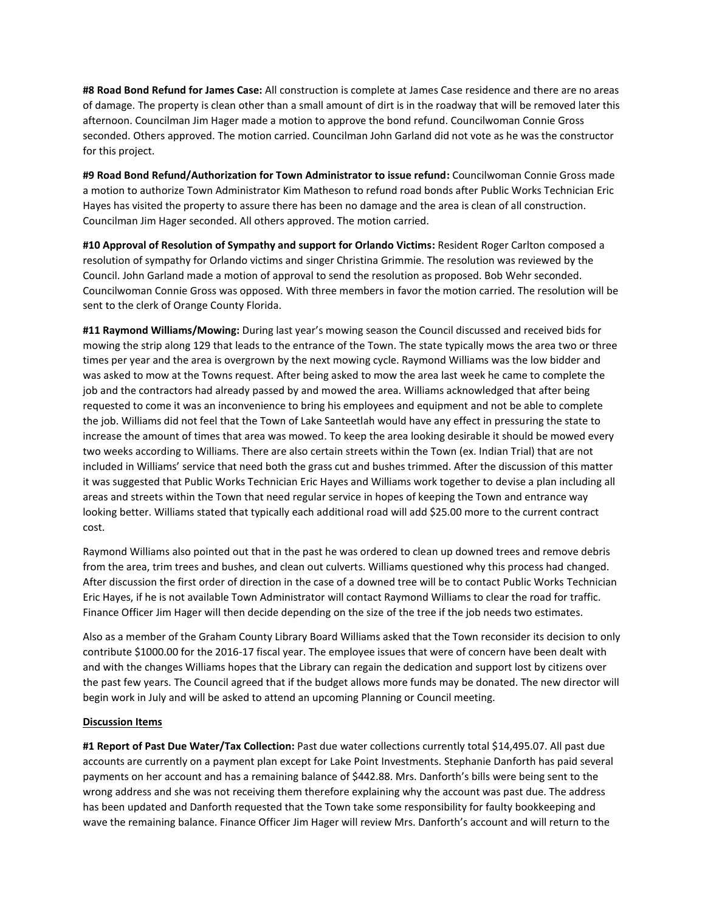**#8 Road Bond Refund for James Case:** All construction is complete at James Case residence and there are no areas of damage. The property is clean other than a small amount of dirt is in the roadway that will be removed later this afternoon. Councilman Jim Hager made a motion to approve the bond refund. Councilwoman Connie Gross seconded. Others approved. The motion carried. Councilman John Garland did not vote as he was the constructor for this project.

**#9 Road Bond Refund/Authorization for Town Administrator to issue refund:** Councilwoman Connie Gross made a motion to authorize Town Administrator Kim Matheson to refund road bonds after Public Works Technician Eric Hayes has visited the property to assure there has been no damage and the area is clean of all construction. Councilman Jim Hager seconded. All others approved. The motion carried.

**#10 Approval of Resolution of Sympathy and support for Orlando Victims:** Resident Roger Carlton composed a resolution of sympathy for Orlando victims and singer Christina Grimmie. The resolution was reviewed by the Council. John Garland made a motion of approval to send the resolution as proposed. Bob Wehr seconded. Councilwoman Connie Gross was opposed. With three members in favor the motion carried. The resolution will be sent to the clerk of Orange County Florida.

**#11 Raymond Williams/Mowing:** During last year's mowing season the Council discussed and received bids for mowing the strip along 129 that leads to the entrance of the Town. The state typically mows the area two or three times per year and the area is overgrown by the next mowing cycle. Raymond Williams was the low bidder and was asked to mow at the Towns request. After being asked to mow the area last week he came to complete the job and the contractors had already passed by and mowed the area. Williams acknowledged that after being requested to come it was an inconvenience to bring his employees and equipment and not be able to complete the job. Williams did not feel that the Town of Lake Santeetlah would have any effect in pressuring the state to increase the amount of times that area was mowed. To keep the area looking desirable it should be mowed every two weeks according to Williams. There are also certain streets within the Town (ex. Indian Trial) that are not included in Williams' service that need both the grass cut and bushes trimmed. After the discussion of this matter it was suggested that Public Works Technician Eric Hayes and Williams work together to devise a plan including all areas and streets within the Town that need regular service in hopes of keeping the Town and entrance way looking better. Williams stated that typically each additional road will add $25.00 more to the current contract cost.

Raymond Williams also pointed out that in the past he was ordered to clean up downed trees and remove debris from the area, trim trees and bushes, and clean out culverts. Williams questioned why this process had changed. After discussion the first order of direction in the case of a downed tree will be to contact Public Works Technician Eric Hayes, if he is not available Town Administrator will contact Raymond Williams to clear the road for traffic. Finance Officer Jim Hager will then decide depending on the size of the tree if the job needs two estimates.

Also as a member of the Graham County Library Board Williams asked that the Town reconsider its decision to only contribute $1000.00 for the 2016-17 fiscal year. The employee issues that were of concern have been dealt with and with the changes Williams hopes that the Library can regain the dedication and support lost by citizens over the past few years. The Council agreed that if the budget allows more funds may be donated. The new director will begin work in July and will be asked to attend an upcoming Planning or Council meeting.

**Discussion Items**

**#1 Report of Past Due Water/Tax Collection:** Past due water collections currently total $14,495.07. All past due accounts are currently on a payment plan except for Lake Point Investments. Stephanie Danforth has paid several payments on her account and has a remaining balance of $442.88. Mrs. Danforth's bills were being sent to the wrong address and she was not receiving them therefore explaining why the account was past due. The address has been updated and Danforth requested that the Town take some responsibility for faulty bookkeeping and wave the remaining balance. Finance Officer Jim Hager will review Mrs. Danforth's account and will return to the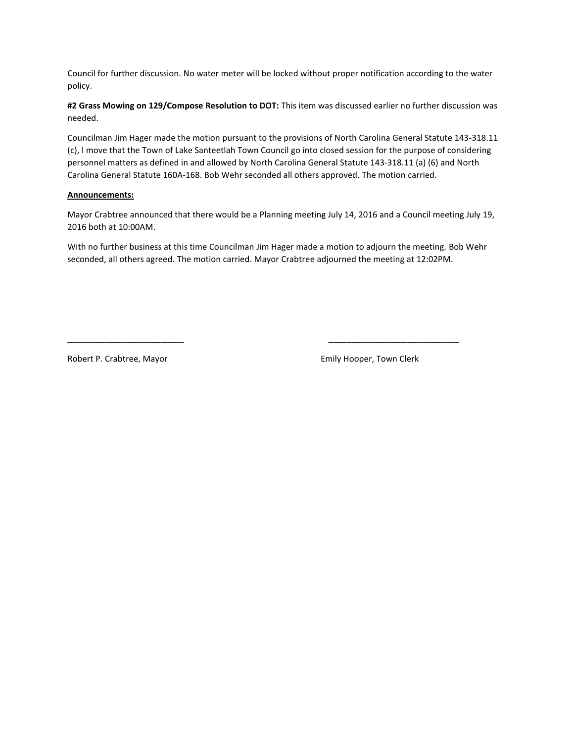Council for further discussion. No water meter will be locked without proper notification according to the water policy.

**#2 Grass Mowing on 129/Compose Resolution to DOT:** This item was discussed earlier no further discussion was needed.

Councilman Jim Hager made the motion pursuant to the provisions of North Carolina General Statute 143-318.11 (c), I move that the Town of Lake Santeetlah Town Council go into closed session for the purpose of considering personnel matters as defined in and allowed by North Carolina General Statute 143-318.11 (a) (6) and North Carolina General Statute 160A-168. Bob Wehr seconded all others approved. The motion carried.

**Announcements:**

Mayor Crabtree announced that there would be a Planning meeting July 14, 2016 and a Council meeting July 19, 2016 both at 10:00AM.

With no further business at this time Councilman Jim Hager made a motion to adjourn the meeting. Bob Wehr seconded, all others agreed. The motion carried. Mayor Crabtree adjourned the meeting at 12:02PM.

_________________________ _____________________________

Robert P. Crabtree, Mayor Emily Hooper, Town Clerk